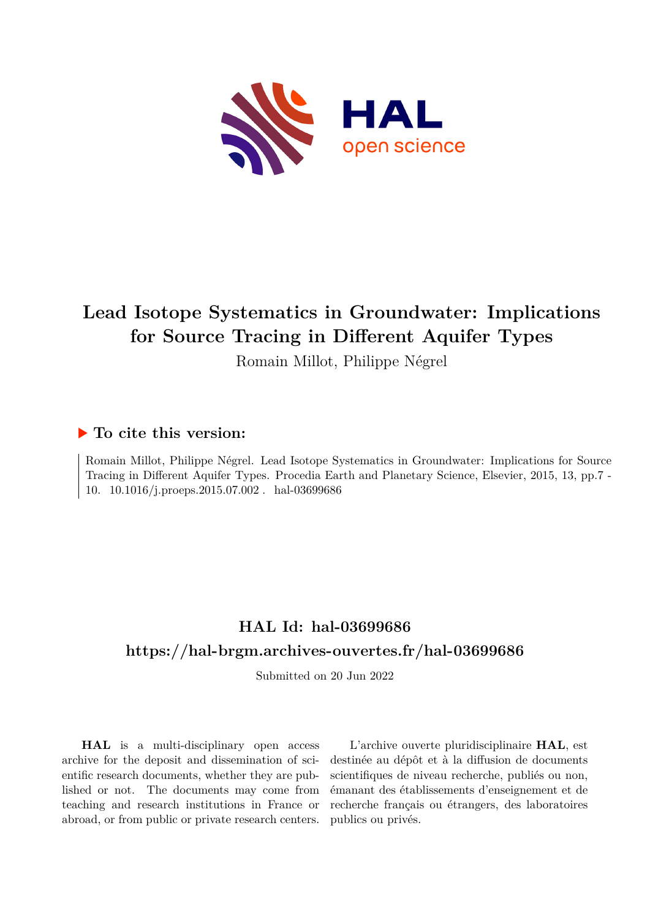# Lead Isotope Systematics in Groundwater: Implications for Source Tracing in Different Aquifer Types

Romain Millot, Philippe Négrel

## ▶ To cite this version:

Romain Millot, Philippe Négrel. Lead Isotope Systematics in Groundwater: Implications for Source Tracing in Different Aquifer Types. Procedia Earth and Planetary Science, Elsevier, 2015, 13, pp.7 - 10. 10.1016/j.proeps.2015.07.002 . hal-03699686

## HAL Id: hal-03699686

## https://hal-brgm.archives-ouvertes.fr/hal-03699686

Submitted on 20 Jun 2022

**HAL** is a multi-disciplinary open access archive for the deposit and dissemination of scientific research documents, whether they are published or not. The documents may come from teaching and research institutions in France or abroad, or from public or private research centers.

L'archive ouverte pluridisciplinaire **HAL**, est destinée au dépôt et à la diffusion de documents scientifiques de niveau recherche, publiés ou non, émanant des établissements d'enseignement et de recherche français ou étrangers, des laboratoires publics ou privés.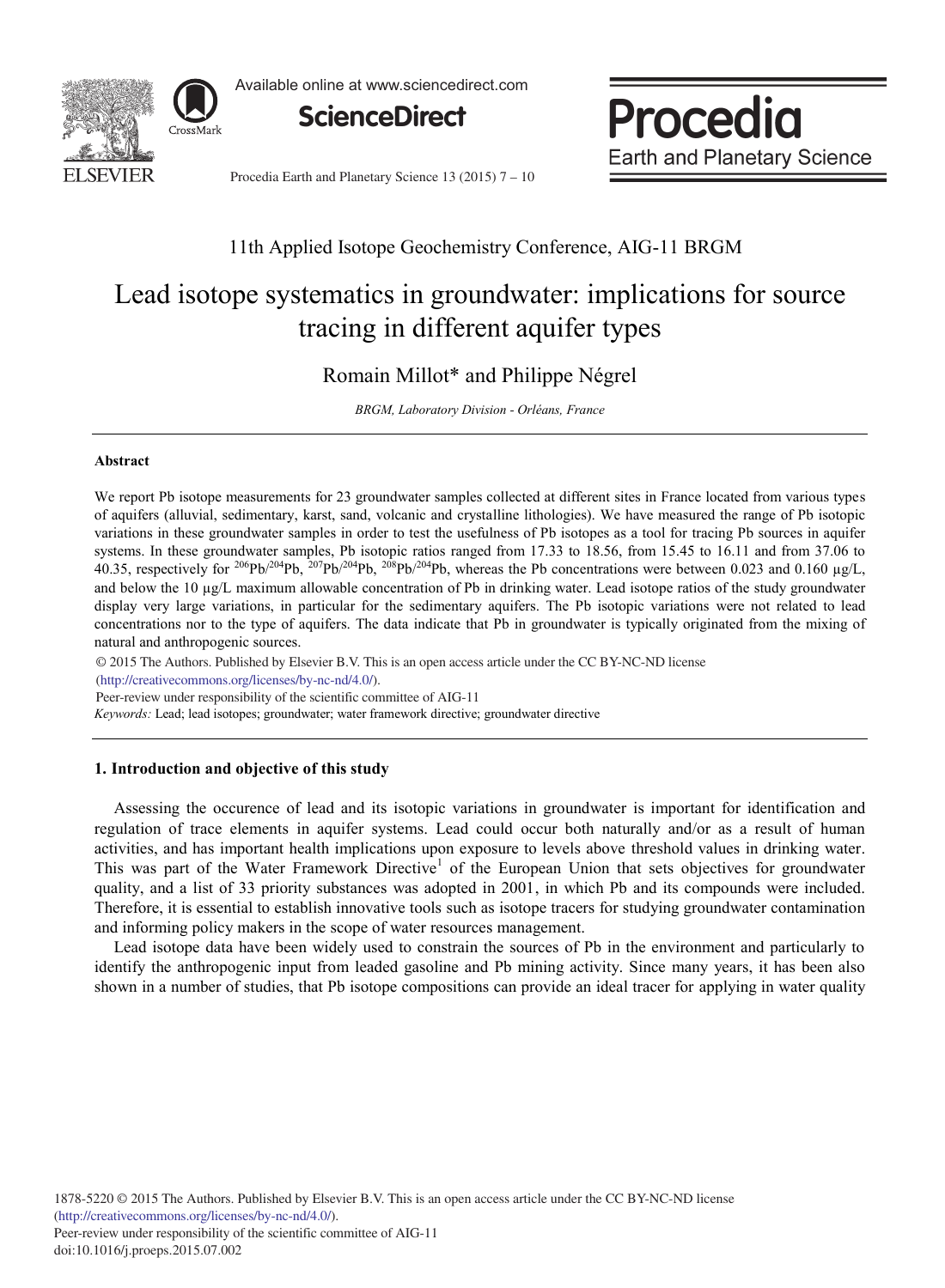# Lead isotope systematics in groundwater: implications for source tracing in different aquifer types

Romain Millot* and Philippe Négrel

*BRGM, Laboratory Division - Orléans, France*

---

### Abstract

We report Pb isotope measurements for 23 groundwater samples collected at different sites in France located from various types of aquifers (alluvial, sedimentary, karst, sand, volcanic and crystalline lithologies). We have measured the range of Pb isotopic variations in these groundwater samples in order to test the usefulness of Pb isotopes as a tool for tracing Pb sources in aquifer systems. In these groundwater samples, Pb isotopic ratios ranged from 17.33 to 18.56, from 15.45 to 16.11 and from 37.06 to 40.35, respectively for $^{206}Pb/^{204}Pb$, $^{207}Pb/^{204}Pb$, $^{208}Pb/^{204}Pb$, whereas the Pb concentrations were between 0.023 and 0.160 µg/L, and below the 10 µg/L maximum allowable concentration of Pb in drinking water. Lead isotope ratios of the study groundwater display very large variations, in particular for the sedimentary aquifers. The Pb isotopic variations were not related to lead concentrations nor to the type of aquifers. The data indicate that Pb in groundwater is typically originated from the mixing of natural and anthropogenic sources.

© 2015 The Authors. Published by Elsevier B.V. This is an open access article under the CC BY-NC-ND license (http://creativecommons.org/licenses/by-nc-nd/4.0/).

Peer-review under responsibility of the scientific committee of AIG-11

*Keywords:* Lead; lead isotopes; groundwater; water framework directive; groundwater directive

---

## 1. Introduction and objective of this study

Assessing the occurence of lead and its isotopic variations in groundwater is important for identification and regulation of trace elements in aquifer systems. Lead could occur both naturally and/or as a result of human activities, and has important health implications upon exposure to levels above threshold values in drinking water. This was part of the Water Framework Directive[1] of the European Union that sets objectives for groundwater quality, and a list of 33 priority substances was adopted in 2001, in which Pb and its compounds were included. Therefore, it is essential to establish innovative tools such as isotope tracers for studying groundwater contamination and informing policy makers in the scope of water resources management.

Lead isotope data have been widely used to constrain the sources of Pb in the environment and particularly to identify the anthropogenic input from leaded gasoline and Pb mining activity. Since many years, it has been also shown in a number of studies, that Pb isotope compositions can provide an ideal tracer for applying in water quality

1878-5220 © 2015 The Authors. Published by Elsevier B.V. This is an open access article under the CC BY-NC-ND license (http://creativecommons.org/licenses/by-nc-nd/4.0/).
Peer-review under responsibility of the scientific committee of AIG-11
doi:10.1016/j.proeps.2015.07.002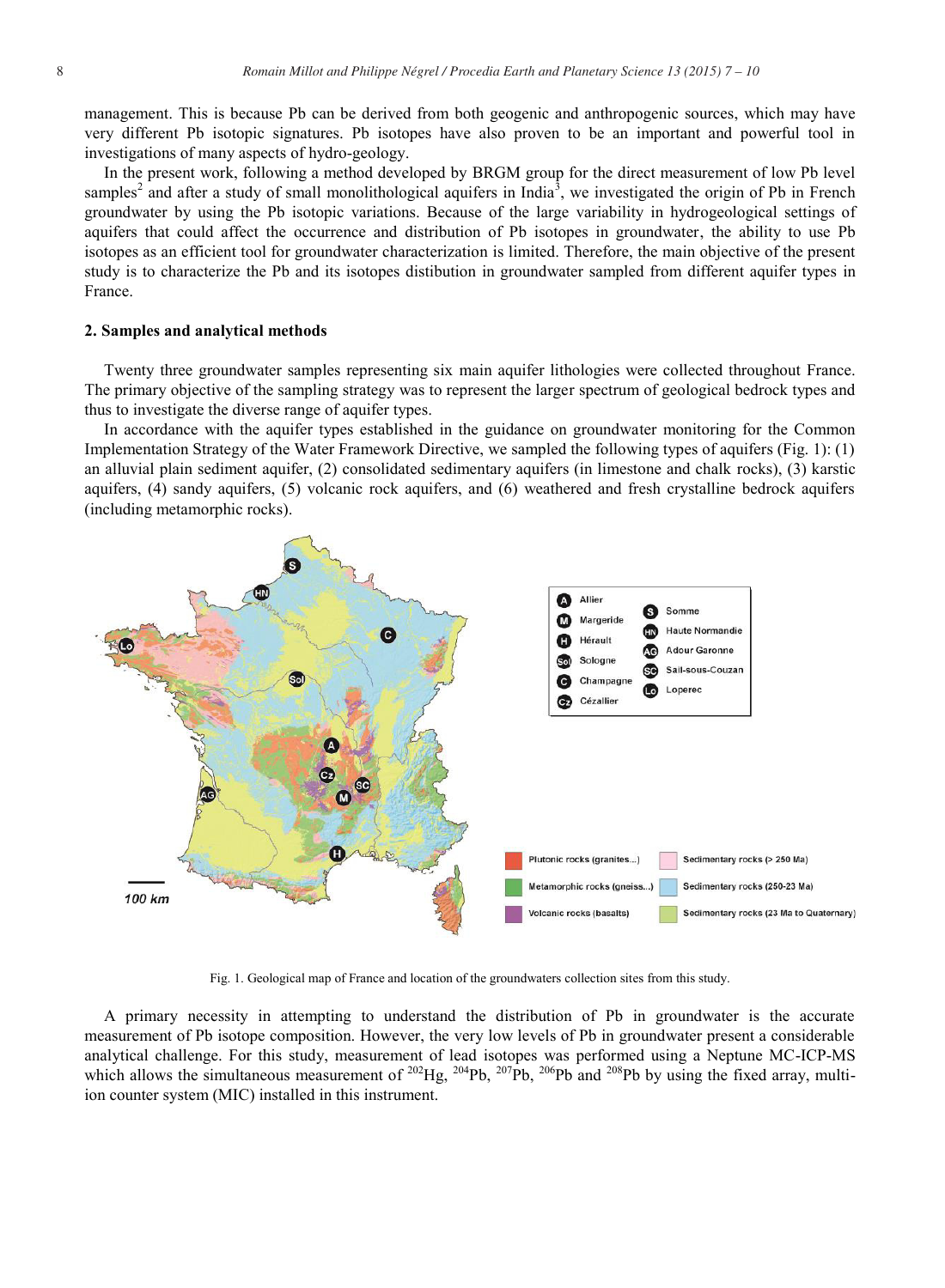management. This is because Pb can be derived from both geogenic and anthropogenic sources, which may have very different Pb isotopic signatures. Pb isotopes have also proven to be an important and powerful tool in investigations of many aspects of hydro-geology.

In the present work, following a method developed by BRGM group for the direct measurement of low Pb level samples[2] and after a study of small monolithological aquifers in India[3], we investigated the origin of Pb in French groundwater by using the Pb isotopic variations. Because of the large variability in hydrogeological settings of aquifers that could affect the occurrence and distribution of Pb isotopes in groundwater, the ability to use Pb isotopes as an efficient tool for groundwater characterization is limited. Therefore, the main objective of the present study is to characterize the Pb and its isotopes distibution in groundwater sampled from different aquifer types in France.

## 2. Samples and analytical methods

Twenty three groundwater samples representing six main aquifer lithologies were collected throughout France. The primary objective of the sampling strategy was to represent the larger spectrum of geological bedrock types and thus to investigate the diverse range of aquifer types.

In accordance with the aquifer types established in the guidance on groundwater monitoring for the Common Implementation Strategy of the Water Framework Directive, we sampled the following types of aquifers (Fig. 1): (1) an alluvial plain sediment aquifer, (2) consolidated sedimentary aquifers (in limestone and chalk rocks), (3) karstic aquifers, (4) sandy aquifers, (5) volcanic rock aquifers, and (6) weathered and fresh crystalline bedrock aquifers (including metamorphic rocks).

Fig. 1. Geological map of France and location of the groundwaters collection sites from this study.

A primary necessity in attempting to understand the distribution of Pb in groundwater is the accurate measurement of Pb isotope composition. However, the very low levels of Pb in groundwater present a considerable analytical challenge. For this study, measurement of lead isotopes was performed using a Neptune MC-ICP-MS which allows the simultaneous measurement of $^{202}Hg$, $^{204}Pb$, $^{207}Pb$, $^{206}Pb$ and $^{208}Pb$ by using the fixed array, multi-ion counter system (MIC) installed in this instrument.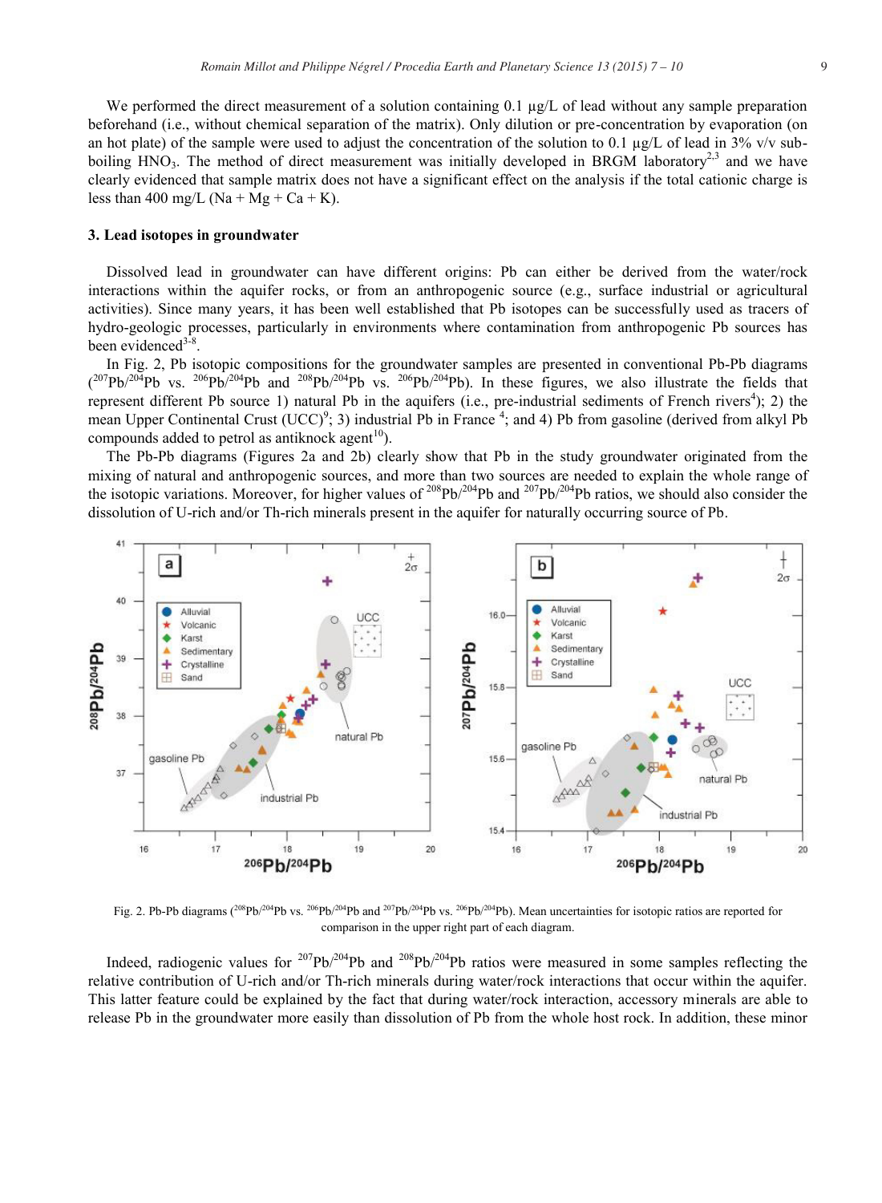We performed the direct measurement of a solution containing 0.1 µg/L of lead without any sample preparation beforehand (i.e., without chemical separation of the matrix). Only dilution or pre-concentration by evaporation (on an hot plate) of the sample were used to adjust the concentration of the solution to 0.1 µg/L of lead in 3% v/v sub-boiling $HNO_3$. The method of direct measurement was initially developed in BRGM laboratory[2,3] and we have clearly evidenced that sample matrix does not have a significant effect on the analysis if the total cationic charge is less than 400 mg/L (Na + Mg + Ca + K).

### 3. Lead isotopes in groundwater

Dissolved lead in groundwater can have different origins: Pb can either be derived from the water/rock interactions within the aquifer rocks, or from an anthropogenic source (e.g., surface industrial or agricultural activities). Since many years, it has been well established that Pb isotopes can be successfully used as tracers of hydro-geologic processes, particularly in environments where contamination from anthropogenic Pb sources has been evidenced[3-8].

In Fig. 2, Pb isotopic compositions for the groundwater samples are presented in conventional Pb-Pb diagrams ($^{207}Pb/^{204}Pb$ vs. $^{206}Pb/^{204}Pb$ and $^{208}Pb/^{204}Pb$ vs. $^{206}Pb/^{204}Pb$). In these figures, we also illustrate the fields that represent different Pb source 1) natural Pb in the aquifers (i.e., pre-industrial sediments of French rivers[4]); 2) the mean Upper Continental Crust (UCC)[9]; 3) industrial Pb in France [4]; and 4) Pb from gasoline (derived from alkyl Pb compounds added to petrol as antiknock agent[10]).

The Pb-Pb diagrams (Figures 2a and 2b) clearly show that Pb in the study groundwater originated from the mixing of natural and anthropogenic sources, and more than two sources are needed to explain the whole range of the isotopic variations. Moreover, for higher values of $^{208}Pb/^{204}Pb$ and $^{207}Pb/^{204}Pb$ ratios, we should also consider the dissolution of U-rich and/or Th-rich minerals present in the aquifer for naturally occurring source of Pb.

Fig. 2. Pb-Pb diagrams ($^{208}Pb/^{204}Pb$ vs. $^{206}Pb/^{204}Pb$ and $^{207}Pb/^{204}Pb$ vs. $^{206}Pb/^{204}Pb$). Mean uncertainties for isotopic ratios are reported for comparison in the upper right part of each diagram.

Indeed, radiogenic values for $^{207}Pb/^{204}Pb$ and $^{208}Pb/^{204}Pb$ ratios were measured in some samples reflecting the relative contribution of U-rich and/or Th-rich minerals during water/rock interactions that occur within the aquifer. This latter feature could be explained by the fact that during water/rock interaction, accessory minerals are able to release Pb in the groundwater more easily than dissolution of Pb from the whole host rock. In addition, these minor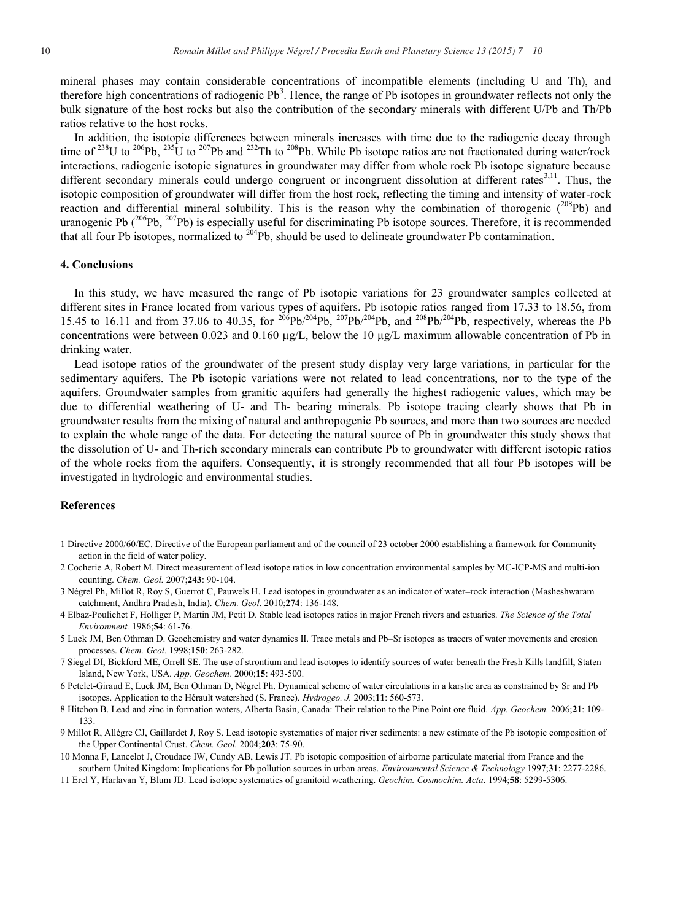mineral phases may contain considerable concentrations of incompatible elements (including U and Th), and therefore high concentrations of radiogenic Pb[3]. Hence, the range of Pb isotopes in groundwater reflects not only the bulk signature of the host rocks but also the contribution of the secondary minerals with different U/Pb and Th/Pb ratios relative to the host rocks.

In addition, the isotopic differences between minerals increases with time due to the radiogenic decay through time of $^{238}$U to $^{206}$Pb, $^{235}$U to $^{207}$Pb and $^{232}$Th to $^{208}$Pb. While Pb isotope ratios are not fractionated during water/rock interactions, radiogenic isotopic signatures in groundwater may differ from whole rock Pb isotope signature because different secondary minerals could undergo congruent or incongruent dissolution at different rates[3,11]. Thus, the isotopic composition of groundwater will differ from the host rock, reflecting the timing and intensity of water-rock reaction and differential mineral solubility. This is the reason why the combination of thorogenic ($^{208}$Pb) and uranogenic Pb ($^{206}$Pb, $^{207}$Pb) is especially useful for discriminating Pb isotope sources. Therefore, it is recommended that all four Pb isotopes, normalized to $^{204}$Pb, should be used to delineate groundwater Pb contamination.

## 4. Conclusions

In this study, we have measured the range of Pb isotopic variations for 23 groundwater samples collected at different sites in France located from various types of aquifers. Pb isotopic ratios ranged from 17.33 to 18.56, from 15.45 to 16.11 and from 37.06 to 40.35, for $^{206}$Pb/$^{204}$Pb, $^{207}$Pb/$^{204}$Pb, and $^{208}$Pb/$^{204}$Pb, respectively, whereas the Pb concentrations were between 0.023 and 0.160 µg/L, below the 10 µg/L maximum allowable concentration of Pb in drinking water.

Lead isotope ratios of the groundwater of the present study display very large variations, in particular for the sedimentary aquifers. The Pb isotopic variations were not related to lead concentrations, nor to the type of the aquifers. Groundwater samples from granitic aquifers had generally the highest radiogenic values, which may be due to differential weathering of U- and Th- bearing minerals. Pb isotope tracing clearly shows that Pb in groundwater results from the mixing of natural and anthropogenic Pb sources, and more than two sources are needed to explain the whole range of the data. For detecting the natural source of Pb in groundwater this study shows that the dissolution of U- and Th-rich secondary minerals can contribute Pb to groundwater with different isotopic ratios of the whole rocks from the aquifers. Consequently, it is strongly recommended that all four Pb isotopes will be investigated in hydrologic and environmental studies.

## References

1 Directive 2000/60/EC. Directive of the European parliament and of the council of 23 october 2000 establishing a framework for Community action in the field of water policy.

2 Cocherie A, Robert M. Direct measurement of lead isotope ratios in low concentration environmental samples by MC-ICP-MS and multi-ion counting. *Chem. Geol.* 2007;**243**: 90-104.

3 Négrel Ph, Millot R, Roy S, Guerrot C, Pauwels H. Lead isotopes in groundwater as an indicator of water–rock interaction (Masheshwaram catchment, Andhra Pradesh, India). *Chem. Geol.* 2010;**274**: 136-148.

4 Elbaz-Poulichet F, Holliger P, Martin JM, Petit D. Stable lead isotopes ratios in major French rivers and estuaries. *The Science of the Total Environment.* 1986;**54**: 61-76.

5 Luck JM, Ben Othman D. Geochemistry and water dynamics II. Trace metals and Pb–Sr isotopes as tracers of water movements and erosion processes. *Chem. Geol.* 1998;**150**: 263-282.

7 Siegel DI, Bickford ME, Orrell SE. The use of strontium and lead isotopes to identify sources of water beneath the Fresh Kills landfill, Staten Island, New York, USA. *App. Geochem*. 2000;**15**: 493-500.

6 Petelet-Giraud E, Luck JM, Ben Othman D, Négrel Ph. Dynamical scheme of water circulations in a karstic area as constrained by Sr and Pb isotopes. Application to the Hérault watershed (S. France). *Hydrogeo. J.* 2003;**11**: 560-573.

8 Hitchon B. Lead and zinc in formation waters, Alberta Basin, Canada: Their relation to the Pine Point ore fluid. *App. Geochem.* 2006;**21**: 109-133.

9 Millot R, Allègre CJ, Gaillardet J, Roy S. Lead isotopic systematics of major river sediments: a new estimate of the Pb isotopic composition of the Upper Continental Crust. *Chem. Geol.* 2004;**203**: 75-90.

10 Monna F, Lancelot J, Croudace IW, Cundy AB, Lewis JT. Pb isotopic composition of airborne particulate material from France and the southern United Kingdom: Implications for Pb pollution sources in urban areas. *Environmental Science & Technology* 1997;**31**: 2277-2286.

11 Erel Y, Harlavan Y, Blum JD. Lead isotope systematics of granitoid weathering. *Geochim. Cosmochim. Acta*. 1994;**58**: 5299-5306.